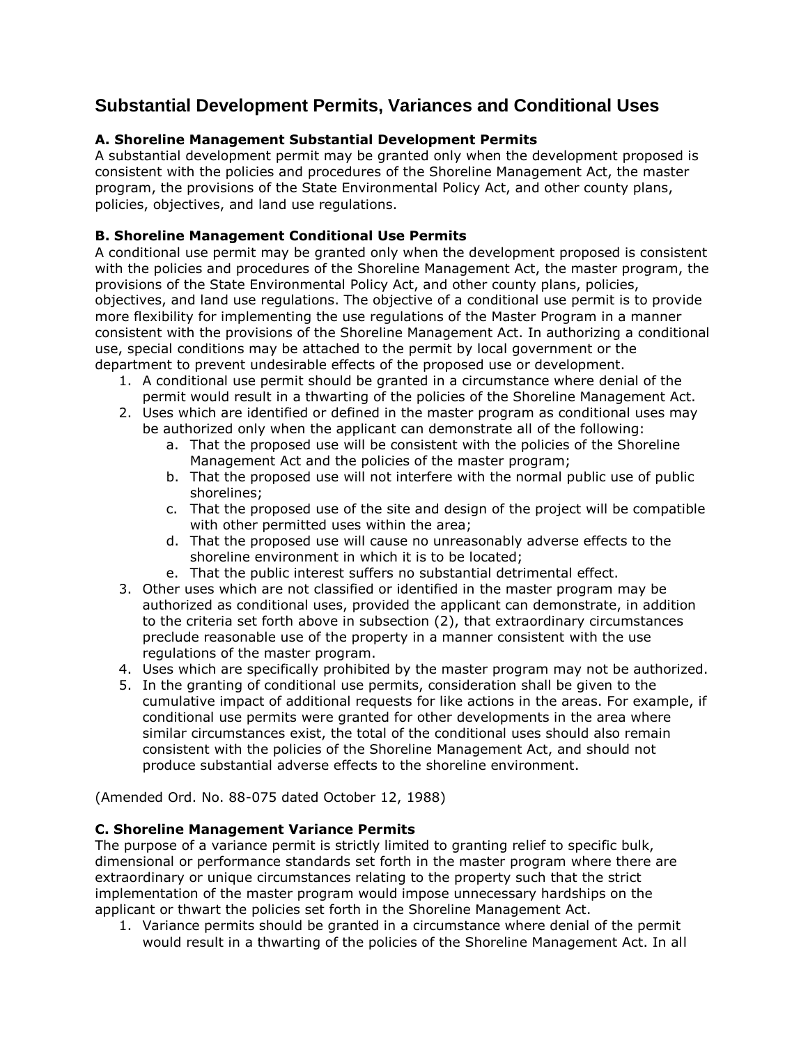# Substantial Development Permits, Variances and Conditional Uses

**A. Shoreline Management Substantial Development Permits**
A substantial development permit may be granted only when the development proposed is consistent with the policies and procedures of the Shoreline Management Act, the master program, the provisions of the State Environmental Policy Act, and other county plans, policies, objectives, and land use regulations.

**B. Shoreline Management Conditional Use Permits**
A conditional use permit may be granted only when the development proposed is consistent with the policies and procedures of the Shoreline Management Act, the master program, the provisions of the State Environmental Policy Act, and other county plans, policies, objectives, and land use regulations. The objective of a conditional use permit is to provide more flexibility for implementing the use regulations of the Master Program in a manner consistent with the provisions of the Shoreline Management Act. In authorizing a conditional use, special conditions may be attached to the permit by local government or the department to prevent undesirable effects of the proposed use or development.

1. A conditional use permit should be granted in a circumstance where denial of the permit would result in a thwarting of the policies of the Shoreline Management Act.
2. Uses which are identified or defined in the master program as conditional uses may be authorized only when the applicant can demonstrate all of the following:
   a. That the proposed use will be consistent with the policies of the Shoreline Management Act and the policies of the master program;
   b. That the proposed use will not interfere with the normal public use of public shorelines;
   c. That the proposed use of the site and design of the project will be compatible with other permitted uses within the area;
   d. That the proposed use will cause no unreasonably adverse effects to the shoreline environment in which it is to be located;
   e. That the public interest suffers no substantial detrimental effect.
3. Other uses which are not classified or identified in the master program may be authorized as conditional uses, provided the applicant can demonstrate, in addition to the criteria set forth above in subsection (2), that extraordinary circumstances preclude reasonable use of the property in a manner consistent with the use regulations of the master program.
4. Uses which are specifically prohibited by the master program may not be authorized.
5. In the granting of conditional use permits, consideration shall be given to the cumulative impact of additional requests for like actions in the areas. For example, if conditional use permits were granted for other developments in the area where similar circumstances exist, the total of the conditional uses should also remain consistent with the policies of the Shoreline Management Act, and should not produce substantial adverse effects to the shoreline environment.

(Amended Ord. No. 88-075 dated October 12, 1988)

**C. Shoreline Management Variance Permits**
The purpose of a variance permit is strictly limited to granting relief to specific bulk, dimensional or performance standards set forth in the master program where there are extraordinary or unique circumstances relating to the property such that the strict implementation of the master program would impose unnecessary hardships on the applicant or thwart the policies set forth in the Shoreline Management Act.

1. Variance permits should be granted in a circumstance where denial of the permit would result in a thwarting of the policies of the Shoreline Management Act. In all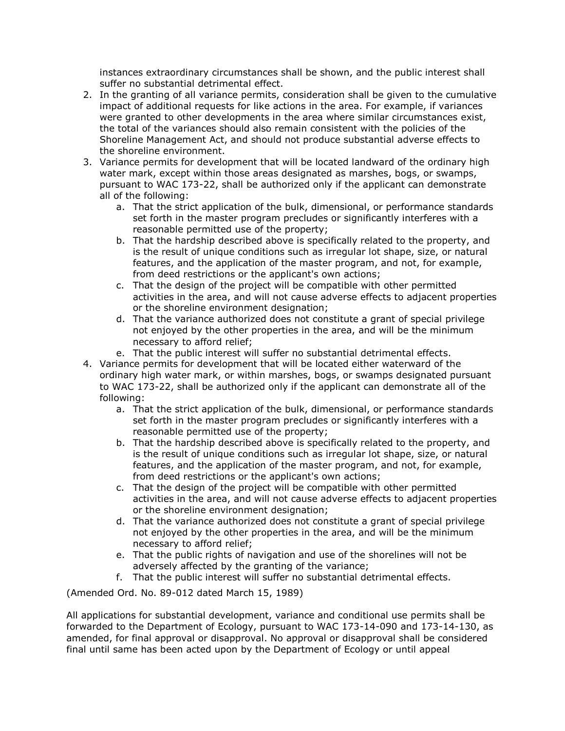instances extraordinary circumstances shall be shown, and the public interest shall suffer no substantial detrimental effect.

2. In the granting of all variance permits, consideration shall be given to the cumulative impact of additional requests for like actions in the area. For example, if variances were granted to other developments in the area where similar circumstances exist, the total of the variances should also remain consistent with the policies of the Shoreline Management Act, and should not produce substantial adverse effects to the shoreline environment.
3. Variance permits for development that will be located landward of the ordinary high water mark, except within those areas designated as marshes, bogs, or swamps, pursuant to WAC 173-22, shall be authorized only if the applicant can demonstrate all of the following:
   a. That the strict application of the bulk, dimensional, or performance standards set forth in the master program precludes or significantly interferes with a reasonable permitted use of the property;
   b. That the hardship described above is specifically related to the property, and is the result of unique conditions such as irregular lot shape, size, or natural features, and the application of the master program, and not, for example, from deed restrictions or the applicant's own actions;
   c. That the design of the project will be compatible with other permitted activities in the area, and will not cause adverse effects to adjacent properties or the shoreline environment designation;
   d. That the variance authorized does not constitute a grant of special privilege not enjoyed by the other properties in the area, and will be the minimum necessary to afford relief;
   e. That the public interest will suffer no substantial detrimental effects.
4. Variance permits for development that will be located either waterward of the ordinary high water mark, or within marshes, bogs, or swamps designated pursuant to WAC 173-22, shall be authorized only if the applicant can demonstrate all of the following:
   a. That the strict application of the bulk, dimensional, or performance standards set forth in the master program precludes or significantly interferes with a reasonable permitted use of the property;
   b. That the hardship described above is specifically related to the property, and is the result of unique conditions such as irregular lot shape, size, or natural features, and the application of the master program, and not, for example, from deed restrictions or the applicant's own actions;
   c. That the design of the project will be compatible with other permitted activities in the area, and will not cause adverse effects to adjacent properties or the shoreline environment designation;
   d. That the variance authorized does not constitute a grant of special privilege not enjoyed by the other properties in the area, and will be the minimum necessary to afford relief;
   e. That the public rights of navigation and use of the shorelines will not be adversely affected by the granting of the variance;
   f. That the public interest will suffer no substantial detrimental effects.

(Amended Ord. No. 89-012 dated March 15, 1989)

All applications for substantial development, variance and conditional use permits shall be forwarded to the Department of Ecology, pursuant to WAC 173-14-090 and 173-14-130, as amended, for final approval or disapproval. No approval or disapproval shall be considered final until same has been acted upon by the Department of Ecology or until appeal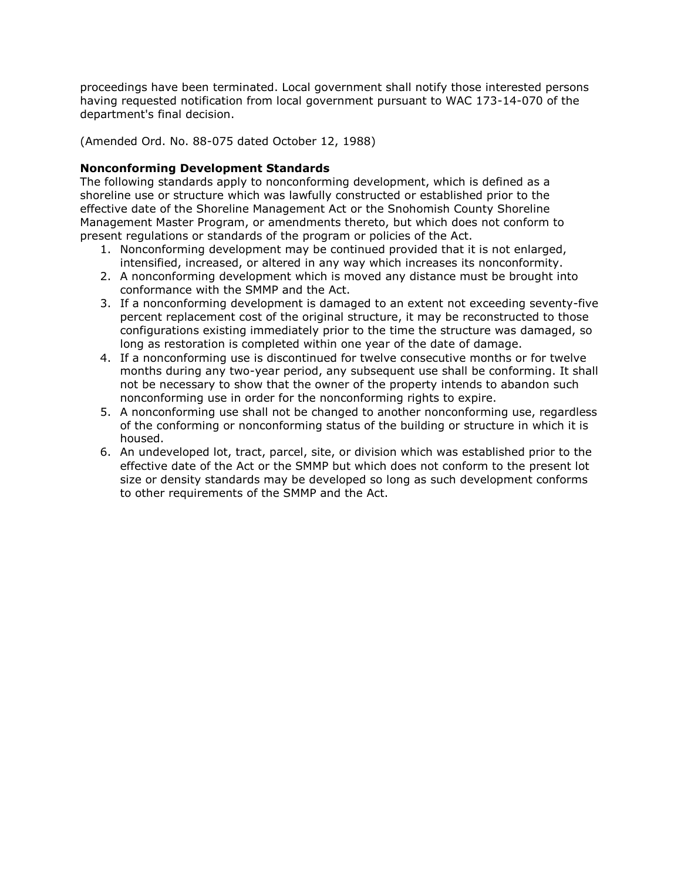proceedings have been terminated. Local government shall notify those interested persons having requested notification from local government pursuant to WAC 173-14-070 of the department's final decision.

(Amended Ord. No. 88-075 dated October 12, 1988)

**Nonconforming Development Standards**
The following standards apply to nonconforming development, which is defined as a shoreline use or structure which was lawfully constructed or established prior to the effective date of the Shoreline Management Act or the Snohomish County Shoreline Management Master Program, or amendments thereto, but which does not conform to present regulations or standards of the program or policies of the Act.

1. Nonconforming development may be continued provided that it is not enlarged, intensified, increased, or altered in any way which increases its nonconformity.
2. A nonconforming development which is moved any distance must be brought into conformance with the SMMP and the Act.
3. If a nonconforming development is damaged to an extent not exceeding seventy-five percent replacement cost of the original structure, it may be reconstructed to those configurations existing immediately prior to the time the structure was damaged, so long as restoration is completed within one year of the date of damage.
4. If a nonconforming use is discontinued for twelve consecutive months or for twelve months during any two-year period, any subsequent use shall be conforming. It shall not be necessary to show that the owner of the property intends to abandon such nonconforming use in order for the nonconforming rights to expire.
5. A nonconforming use shall not be changed to another nonconforming use, regardless of the conforming or nonconforming status of the building or structure in which it is housed.
6. An undeveloped lot, tract, parcel, site, or division which was established prior to the effective date of the Act or the SMMP but which does not conform to the present lot size or density standards may be developed so long as such development conforms to other requirements of the SMMP and the Act.